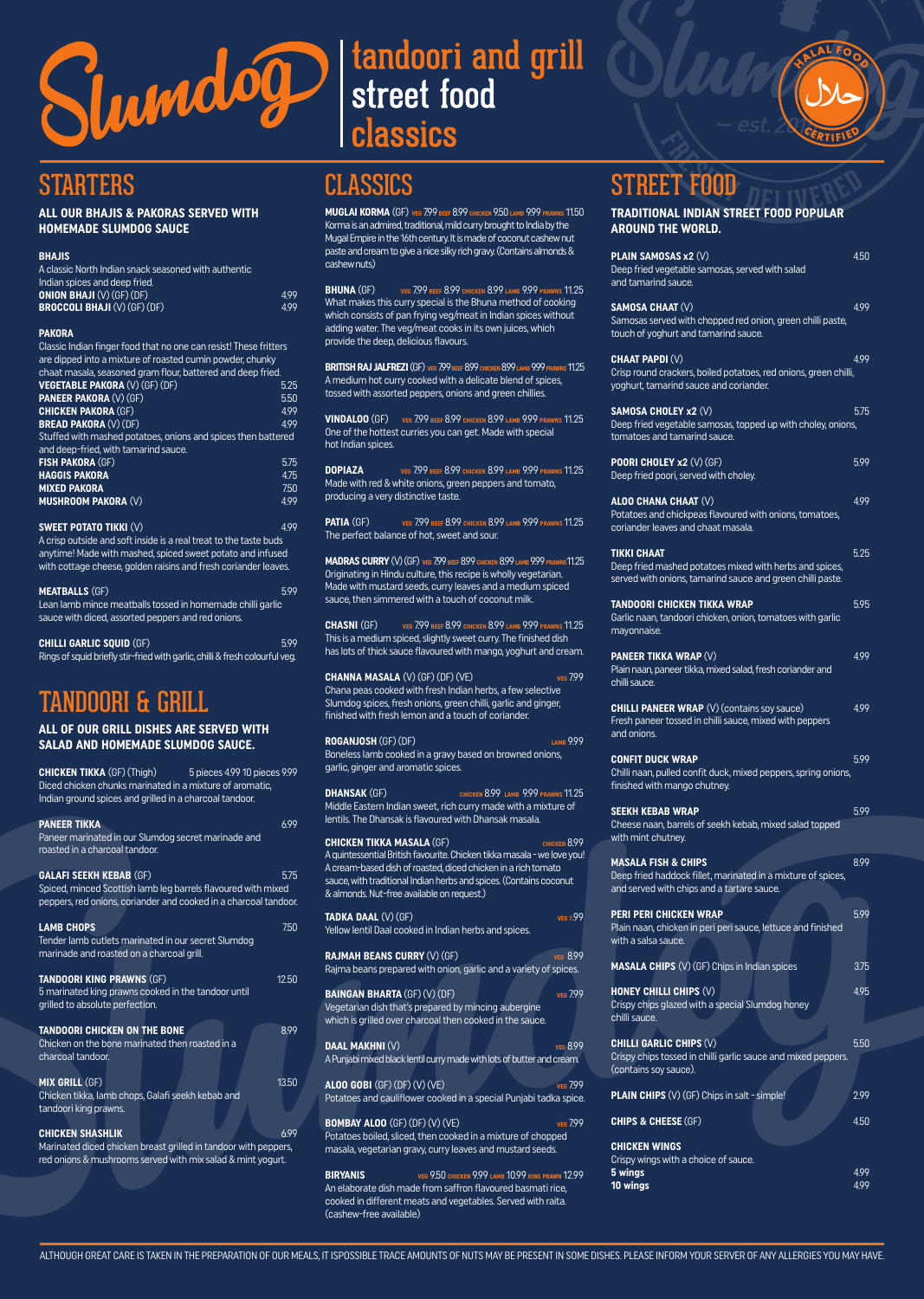# Slumdog

tandoori and grill
street food
classics

HALAL FOOD CERTIFIED حلال

## STARTERS

### ALL OUR BHAJIS & PAKORAS SERVED WITH HOMEMADE SLUMDOG SAUCE

**BHAJIS**

A classic North Indian snack seasoned with authentic Indian spices and deep fried.

**ONION BHAJI** (V) (GF) (DF) 4.99

**BROCCOLI BHAJI** (V) (GF) (DF) 4.99

**PAKORA**

Classic Indian finger food that no one can resist! These fritters are dipped into a mixture of roasted cumin powder, chunky chaat masala, seasoned gram flour, battered and deep fried.

**VEGETABLE PAKORA** (V) (GF) (DF) 5.25

**PANEER PAKORA** (V) (GF) 5.50

**CHICKEN PAKORA** (GF) 4.99

**BREAD PAKORA** (V) (DF) 4.99

Stuffed with mashed potatoes, onions and spices then battered and deep-fried, with tamarind sauce.

**FISH PAKORA** (GF) 5.75

**HAGGIS PAKORA** 4.75

**MIXED PAKORA** 7.50

**MUSHROOM PAKORA** (V) 4.99

**SWEET POTATO TIKKI** (V) 4.99

A crisp outside and soft inside is a real treat to the taste buds anytime! Made with mashed, spiced sweet potato and infused with cottage cheese, golden raisins and fresh coriander leaves.

**MEATBALLS** (GF) 5.99

Lean lamb mince meatballs tossed in homemade chilli garlic sauce with diced, assorted peppers and red onions.

**CHILLI GARLIC SQUID** (GF) 5.99

Rings of squid briefly stir-fried with garlic, chilli & fresh colourful veg.

## TANDOORI & GRILL

### ALL OF OUR GRILL DISHES ARE SERVED WITH SALAD AND HOMEMADE SLUMDOG SAUCE.

**CHICKEN TIKKA** (GF) (Thigh) 5 pieces 4.99 10 pieces 9.99

Diced chicken chunks marinated in a mixture of aromatic, Indian ground spices and grilled in a charcoal tandoor.

**PANEER TIKKA** 6.99

Paneer marinated in our Slumdog secret marinade and roasted in a charcoal tandoor.

**GALAFI SEEKH KEBAB** (GF) 5.75

Spiced, minced Scottish lamb leg barrels flavoured with mixed peppers, red onions, coriander and cooked in a charcoal tandoor.

**LAMB CHOPS** 7.50

Tender lamb cutlets marinated in our secret Slumdog marinade and roasted on a charcoal grill.

**TANDOORI KING PRAWNS** (GF) 12.50

5 marinated king prawns cooked in the tandoor until grilled to absolute perfection.

**TANDOORI CHICKEN ON THE BONE** 8.99

Chicken on the bone marinated then roasted in a charcoal tandoor.

**MIX GRILL** (GF) 13.50

Chicken tikka, lamb chops, Galafi seekh kebab and tandoori king prawns.

**CHICKEN SHASHLIK** 6.99

Marinated diced chicken breast grilled in tandoor with peppers, red onions & mushrooms served with mix salad & mint yogurt.

## CLASSICS

**MUGLAI KORMA** (GF) VEG 7.99 BEEF 8.99 CHICKEN 9.50 LAMB 9.99 PRAWNS 11.50

Korma is an admired, traditional, mild curry brought to India by the Mugal Empire in the 16th century. It is made of coconut cashew nut paste and cream to give a nice silky rich gravy. (Contains almonds & cashew nuts)

**BHUNA** (GF) VEG 7.99 BEEF 8.99 CHICKEN 8.99 LAMB 9.99 PRAWNS 11.25

What makes this curry special is the Bhuna method of cooking which consists of pan frying veg/meat in Indian spices without adding water. The veg/meat cooks in its own juices, which provide the deep, delicious flavours.

**BRITISH RAJ JALFREZI** (GF) VEG 7.99 BEEF 8.99 CHICKEN 8.99 LAMB 9.99 PRAWNS 11.25

A medium hot curry cooked with a delicate blend of spices, tossed with assorted peppers, onions and green chillies.

**VINDALOO** (GF) VEG 7.99 BEEF 8.99 CHICKEN 8.99 LAMB 9.99 PRAWNS 11.25

One of the hottest curries you can get. Made with special hot Indian spices.

**DOPIAZA** VEG 7.99 BEEF 8.99 CHICKEN 8.99 LAMB 9.99 PRAWNS 11.25

Made with red & white onions, green peppers and tomato, producing a very distinctive taste.

**PATIA** (GF) VEG 7.99 BEEF 8.99 CHICKEN 8.99 LAMB 9.99 PRAWNS 11.25

The perfect balance of hot, sweet and sour.

**MADRAS CURRY** (V) (GF) VEG 7.99 BEEF 8.99 CHICKEN 8.99 LAMB 9.99 PRAWNS 11.25

Originating in Hindu culture, this recipe is wholly vegetarian. Made with mustard seeds, curry leaves and a medium spiced sauce, then simmered with a touch of coconut milk.

**CHASNI** (GF) VEG 7.99 BEEF 8.99 CHICKEN 8.99 LAMB 9.99 PRAWNS 11.25

This is a medium spiced, slightly sweet curry. The finished dish has lots of thick sauce flavoured with mango, yoghurt and cream.

**CHANNA MASALA** (V) (GF) (DF) (VE) VEG 7.99

Chana peas cooked with fresh Indian herbs, a few selective Slumdog spices, fresh onions, green chilli, garlic and ginger, finished with fresh lemon and a touch of coriander.

**ROGANJOSH** (GF) (DF) LAMB 9.99

Boneless lamb cooked in a gravy based on browned onions, garlic, ginger and aromatic spices.

**DHANSAK** (GF) CHICKEN 8.99 LAMB 9.99 PRAWNS 11.25

Middle Eastern Indian sweet, rich curry made with a mixture of lentils. The Dhansak is flavoured with Dhansak masala.

**CHICKEN TIKKA MASALA** (GF) CHICKEN 8.99

A quintessential British favourite. Chicken tikka masala - we love you! A cream-based dish of roasted, diced chicken in a rich tomato sauce, with traditional Indian herbs and spices. (Contains coconut & almonds. Nut-free available on request.)

**TADKA DAAL** (V) (GF) VEG 7.99

Yellow lentil Daal cooked in Indian herbs and spices.

**RAJMAH BEANS CURRY** (V) (GF) VEG 8.99

Rajma beans prepared with onion, garlic and a variety of spices.

**BAINGAN BHARTA** (GF) (V) (DF) VEG 7.99

Vegetarian dish that's prepared by mincing aubergine which is grilled over charcoal then cooked in the sauce.

**DAAL MAKHNI** (V) VEG 8.99

A Punjabi mixed black lentil curry made with lots of butter and cream.

**ALOO GOBI** (GF) (DF) (V) (VE) VEG 7.99

Potatoes and cauliflower cooked in a special Punjabi tadka spice.

**BOMBAY ALOO** (GF) (DF) (V) (VE) VEG 7.99

Potatoes boiled, sliced, then cooked in a mixture of chopped masala, vegetarian gravy, curry leaves and mustard seeds.

**BIRYANIS** VEG 9.50 CHICKEN 9.99 LAMB 10.99 KING PRAWN 12.99

An elaborate dish made from saffron flavoured basmati rice, cooked in different meats and vegetables. Served with raita. (cashew-free available)

## STREET FOOD

### TRADITIONAL INDIAN STREET FOOD POPULAR AROUND THE WORLD.

**PLAIN SAMOSAS x2** (V) 4.50

Deep fried vegetable samosas, served with salad and tamarind sauce.

**SAMOSA CHAAT** (V) 4.99

Samosas served with chopped red onion, green chilli paste, touch of yoghurt and tamarind sauce.

**CHAAT PAPDI** (V) 4.99

Crisp round crackers, boiled potatoes, red onions, green chilli, yoghurt, tamarind sauce and coriander.

**SAMOSA CHOLEY x2** (V) 5.75

Deep fried vegetable samosas, topped up with choley, onions, tomatoes and tamarind sauce.

**POORI CHOLEY x2** (V) (GF) 5.99

Deep fried poori, served with choley.

**ALOO CHANA CHAAT** (V) 4.99

Potatoes and chickpeas flavoured with onions, tomatoes, coriander leaves and chaat masala.

**TIKKI CHAAT** 5.25

Deep fried mashed potatoes mixed with herbs and spices, served with onions, tamarind sauce and green chilli paste.

**TANDOORI CHICKEN TIKKA WRAP** 5.95

Garlic naan, tandoori chicken, onion, tomatoes with garlic mayonnaise.

**PANEER TIKKA WRAP** (V) 4.99

Plain naan, paneer tikka, mixed salad, fresh coriander and chilli sauce.

**CHILLI PANEER WRAP** (V) (contains soy sauce) 4.99

Fresh paneer tossed in chilli sauce, mixed with peppers and onions.

**CONFIT DUCK WRAP** 5.99

Chilli naan, pulled confit duck, mixed peppers, spring onions, finished with mango chutney.

**SEEKH KEBAB WRAP** 5.99

Cheese naan, barrels of seekh kebab, mixed salad topped with mint chutney.

**MASALA FISH & CHIPS** 8.99

Deep fried haddock fillet, marinated in a mixture of spices, and served with chips and a tartare sauce.

**PERI PERI CHICKEN WRAP** 5.99

Plain naan, chicken in peri peri sauce, lettuce and finished with a salsa sauce.

**MASALA CHIPS** (V) (GF) Chips in Indian spices 3.75

**HONEY CHILLI CHIPS** (V) 4.95

Crispy chips glazed with a special Slumdog honey chilli sauce.

**CHILLI GARLIC CHIPS** (V) 5.50

Crispy chips tossed in chilli garlic sauce and mixed peppers. (contains soy sauce).

**PLAIN CHIPS** (V) (GF) Chips in salt - simple! 2.99

**CHIPS & CHEESE** (GF) 4.50

**CHICKEN WINGS**

Crispy wings with a choice of sauce.

**5 wings** 4.99

**10 wings** 4.99

ALTHOUGH GREAT CARE IS TAKEN IN THE PREPARATION OF OUR MEALS, IT ISPOSSIBLE TRACE AMOUNTS OF NUTS MAY BE PRESENT IN SOME DISHES. PLEASE INFORM YOUR SERVER OF ANY ALLERGIES YOU MAY HAVE.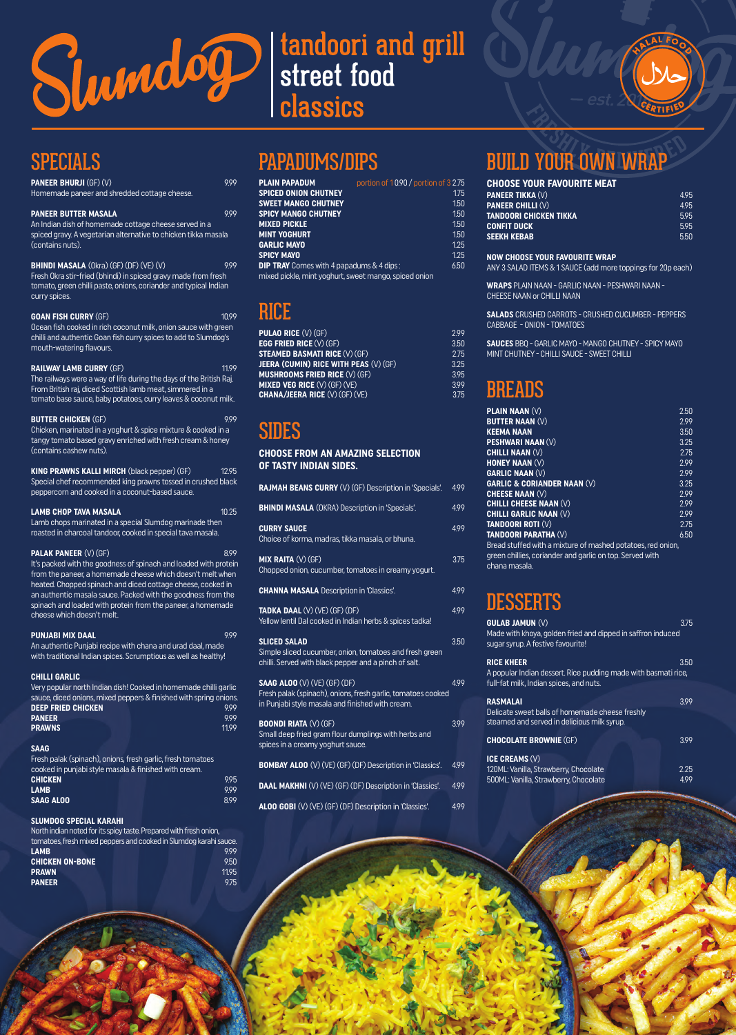# Slumdog | tandoori and grill street food classics

HALAL FOOD حلال CERTIFIED

## SPECIALS

**PANEER BHURJI** (GF) (V) 9.99
Homemade paneer and shredded cottage cheese.

**PANEER BUTTER MASALA** 9.99
An Indian dish of homemade cottage cheese served in a spiced gravy. A vegetarian alternative to chicken tikka masala (contains nuts).

**BHINDI MASALA** (Okra) (GF) (DF) (VE) (V) 9.99
Fresh Okra stir-fried (bhindi) in spiced gravy made from fresh tomato, green chilli paste, onions, coriander and typical Indian curry spices.

**GOAN FISH CURRY** (GF) 10.99
Ocean fish cooked in rich coconut milk, onion sauce with green chilli and authentic Goan fish curry spices to add to Slumdog's mouth-watering flavours.

**RAILWAY LAMB CURRY** (GF) 11.99
The railways were a way of life during the days of the British Raj. From British raj, diced Scottish lamb meat, simmered in a tomato base sauce, baby potatoes, curry leaves & coconut milk.

**BUTTER CHICKEN** (GF) 9.99
Chicken, marinated in a yoghurt & spice mixture & cooked in a tangy tomato based gravy enriched with fresh cream & honey (contains cashew nuts).

**KING PRAWNS KALLI MIRCH** (black pepper) (GF) 12.95
Special chef recommended king prawns tossed in crushed black peppercorn and cooked in a coconut-based sauce.

**LAMB CHOP TAVA MASALA** 10.25
Lamb chops marinated in a special Slumdog marinade then roasted in charcoal tandoor, cooked in special tava masala.

**PALAK PANEER** (V) (GF) 8.99
It's packed with the goodness of spinach and loaded with protein from the paneer, a homemade cheese which doesn't melt when heated. Chopped spinach and diced cottage cheese, cooked in an authentic masala sauce. Packed with the goodness from the spinach and loaded with protein from the paneer, a homemade cheese which doesn't melt.

**PUNJABI MIX DAAL** 9.99
An authentic Punjabi recipe with chana and urad daal, made with traditional Indian spices. Scrumptious as well as healthy!

**CHILLI GARLIC**
Very popular north Indian dish! Cooked in homemade chilli garlic sauce, diced onions, mixed peppers & finished with spring onions.

| | |
|---|---|
| **DEEP FRIED CHICKEN** | 9.99 |
| **PANEER** | 9.99 |
| **PRAWNS** | 11.99 |

**SAAG**
Fresh palak (spinach), onions, fresh garlic, fresh tomatoes cooked in punjabi style masala & finished with cream.

| | |
|---|---|
| **CHICKEN** | 9.95 |
| **LAMB** | 9.99 |
| **SAAG ALOO** | 8.99 |

**SLUMDOG SPECIAL KARAHI**
North indian noted for its spicy taste. Prepared with fresh onion, tomatoes, fresh mixed peppers and cooked in Slumdog karahi sauce.

| | |
|---|---|
| **LAMB** | 9.99 |
| **CHICKEN ON-BONE** | 9.50 |
| **PRAWN** | 11.95 |
| **PANEER** | 9.75 |

## PAPADUMS/DIPS

| | |
|---|---|
| **PLAIN PAPADUM** portion of 1 0.90 / portion of 3 | 2.75 |
| **SPICED ONION CHUTNEY** | 1.75 |
| **SWEET MANGO CHUTNEY** | 1.50 |
| **SPICY MANGO CHUTNEY** | 1.50 |
| **MIXED PICKLE** | 1.50 |
| **MINT YOGHURT** | 1.50 |
| **GARLIC MAYO** | 1.25 |
| **SPICY MAYO** | 1.25 |
| **DIP TRAY** Comes with 4 papadums & 4 dips: mixed pickle, mint yoghurt, sweet mango, spiced onion | 6.50 |

## RICE

| | |
|---|---|
| **PULAO RICE** (V) (GF) | 2.99 |
| **EGG FRIED RICE** (V) (GF) | 3.50 |
| **STEAMED BASMATI RICE** (V) (GF) | 2.75 |
| **JEERA (CUMIN) RICE WITH PEAS** (V) (GF) | 3.25 |
| **MUSHROOMS FRIED RICE** (V) (GF) | 3.95 |
| **MIXED VEG RICE** (V) (GF) (VE) | 3.99 |
| **CHANA/JEERA RICE** (V) (GF) (VE) | 3.75 |

## SIDES

### CHOOSE FROM AN AMAZING SELECTION OF TASTY INDIAN SIDES.

**RAJMAH BEANS CURRY** (V) (GF) Description in 'Specials'. 4.99

**BHINDI MASALA** (OKRA) Description in 'Specials'. 4.99

**CURRY SAUCE** 4.99
Choice of korma, madras, tikka masala, or bhuna.

**MIX RAITA** (V) (GF) 3.75
Chopped onion, cucumber, tomatoes in creamy yogurt.

**CHANNA MASALA** Description in 'Classics'. 4.99

**TADKA DAAL** (V) (VE) (GF) (DF) 4.99
Yellow lentil Dal cooked in Indian herbs & spices tadka!

**SLICED SALAD** 3.50
Simple sliced cucumber, onion, tomatoes and fresh green chilli. Served with black pepper and a pinch of salt.

**SAAG ALOO** (V) (VE) (GF) (DF) 4.99
Fresh palak (spinach), onions, fresh garlic, tomatoes cooked in Punjabi style masala and finished with cream.

**BOONDI RIATA** (V) (GF) 3.99
Small deep fried gram flour dumplings with herbs and spices in a creamy yoghurt sauce.

**BOMBAY ALOO** (V) (VE) (GF) (DF) Description in 'Classics'. 4.99

**DAAL MAKHNI** (V) (VE) (GF) (DF) Description in 'Classics'. 4.99

**ALOO GOBI** (V) (VE) (GF) (DF) Description in 'Classics'. 4.99

## BUILD YOUR OWN WRAP

### CHOOSE YOUR FAVOURITE MEAT

| | |
|---|---|
| **PANEER TIKKA** (V) | 4.95 |
| **PANEER CHILLI** (V) | 4.95 |
| **TANDOORI CHICKEN TIKKA** | 5.95 |
| **CONFIT DUCK** | 5.95 |
| **SEEKH KEBAB** | 5.50 |

### NOW CHOOSE YOUR FAVOURITE WRAP

ANY 3 SALAD ITEMS & 1 SAUCE (add more toppings for 20p each)

**WRAPS** PLAIN NAAN - GARLIC NAAN - PESHWARI NAAN - CHEESE NAAN or CHILLI NAAN

**SALADS** CRUSHED CARROTS - CRUSHED CUCUMBER - PEPPERS CABBAGE - ONION - TOMATOES

**SAUCES** BBQ - GARLIC MAYO - MANGO CHUTNEY - SPICY MAYO MINT CHUTNEY - CHILLI SAUCE - SWEET CHILLI

## BREADS

| | |
|---|---|
| **PLAIN NAAN** (V) | 2.50 |
| **BUTTER NAAN** (V) | 2.99 |
| **KEEMA NAAN** | 3.50 |
| **PESHWARI NAAN** (V) | 3.25 |
| **CHILLI NAAN** (V) | 2.75 |
| **HONEY NAAN** (V) | 2.99 |
| **GARLIC NAAN** (V) | 2.99 |
| **GARLIC & CORIANDER NAAN** (V) | 3.25 |
| **CHEESE NAAN** (V) | 2.99 |
| **CHILLI CHEESE NAAN** (V) | 2.99 |
| **CHILLI GARLIC NAAN** (V) | 2.99 |
| **TANDOORI ROTI** (V) | 2.75 |
| **TANDOORI PARATHA** (V) | 6.50 |

Bread stuffed with a mixture of mashed potatoes, red onion, green chillies, coriander and garlic on top. Served with chana masala.

## DESSERTS

**GULAB JAMUN** (V) 3.75
Made with khoya, golden fried and dipped in saffron induced sugar syrup. A festive favourite!

**RICE KHEER** 3.50
A popular Indian dessert. Rice pudding made with basmati rice, full-fat milk, Indian spices, and nuts.

**RASMALAI** 3.99
Delicate sweet balls of homemade cheese freshly steamed and served in delicious milk syrup.

**CHOCOLATE BROWNIE** (GF) 3.99

**ICE CREAMS** (V)

| | |
|---|---|
| 120ML: Vanilla, Strawberry, Chocolate | 2.25 |
| 500ML: Vanilla, Strawberry, Chocolate | 4.99 |